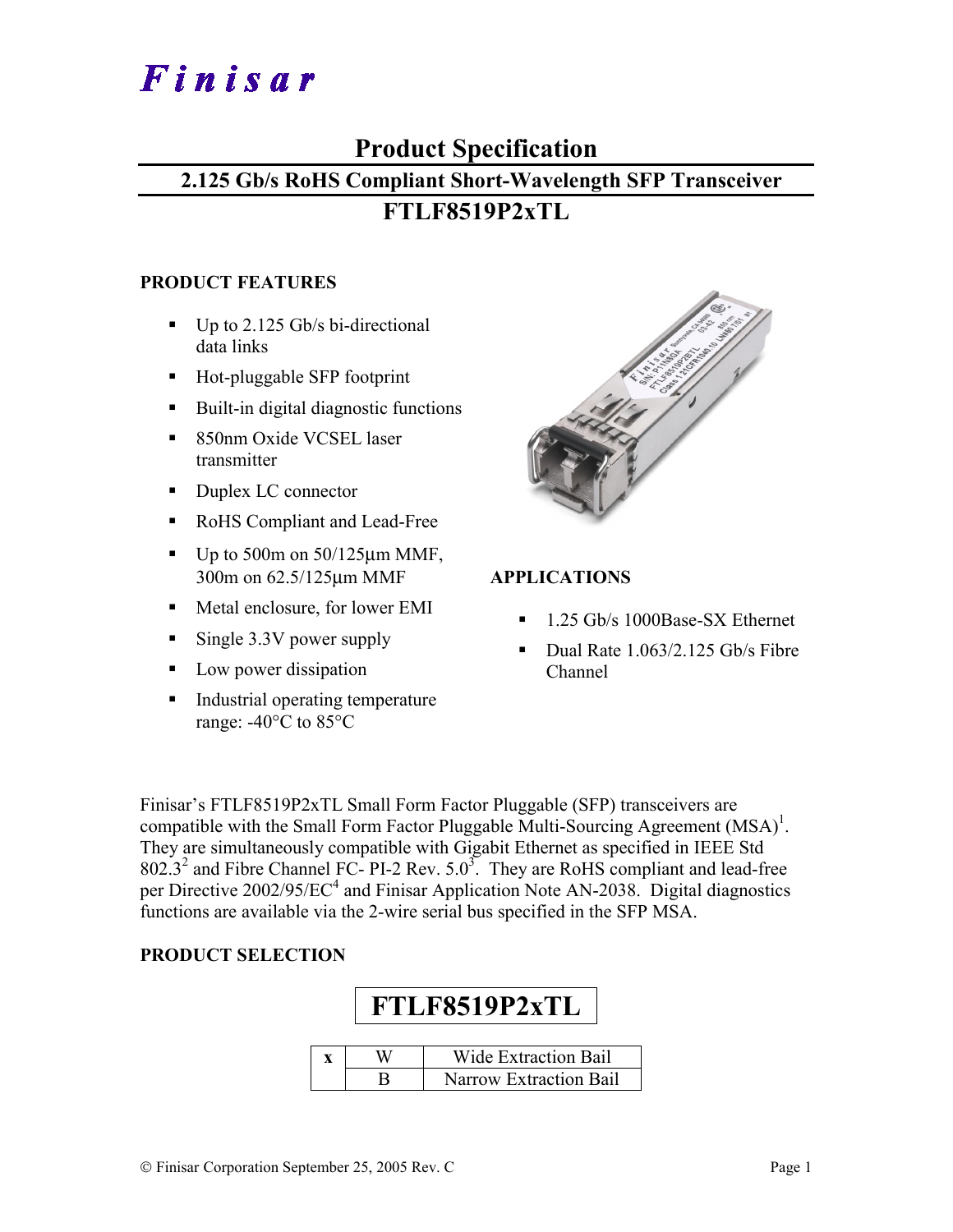# Finisar

## Product Specification

### 2.125 Gb/s RoHS Compliant Short-Wavelength SFP Transceiver

### FTLF8519P2xTL

**PRODUCT FEATURES**

- Up to 2.125 Gb/s bi-directional data links
- Hot-pluggable SFP footprint
- Built-in digital diagnostic functions
- 850nm Oxide VCSEL laser transmitter
- Duplex LC connector
- RoHS Compliant and Lead-Free
- Up to 500m on 50/125µm MMF, 300m on 62.5/125µm MMF
- Metal enclosure, for lower EMI
- Single 3.3V power supply
- Low power dissipation
- Industrial operating temperature range: -40°C to 85°C

**APPLICATIONS**

- 1.25 Gb/s 1000Base-SX Ethernet
- Dual Rate 1.063/2.125 Gb/s Fibre Channel

Finisar's FTLF8519P2xTL Small Form Factor Pluggable (SFP) transceivers are compatible with the Small Form Factor Pluggable Multi-Sourcing Agreement (MSA)[1]. They are simultaneously compatible with Gigabit Ethernet as specified in IEEE Std 802.3[2] and Fibre Channel FC- PI-2 Rev. 5.0[3]. They are RoHS compliant and lead-free per Directive 2002/95/EC[4] and Finisar Application Note AN-2038. Digital diagnostics functions are available via the 2-wire serial bus specified in the SFP MSA.

**PRODUCT SELECTION**

**FTLF8519P2xTL**

| x | | |
|---|---|---|
| | W | Wide Extraction Bail |
| | B | Narrow Extraction Bail |

© Finisar Corporation September 25, 2005 Rev. C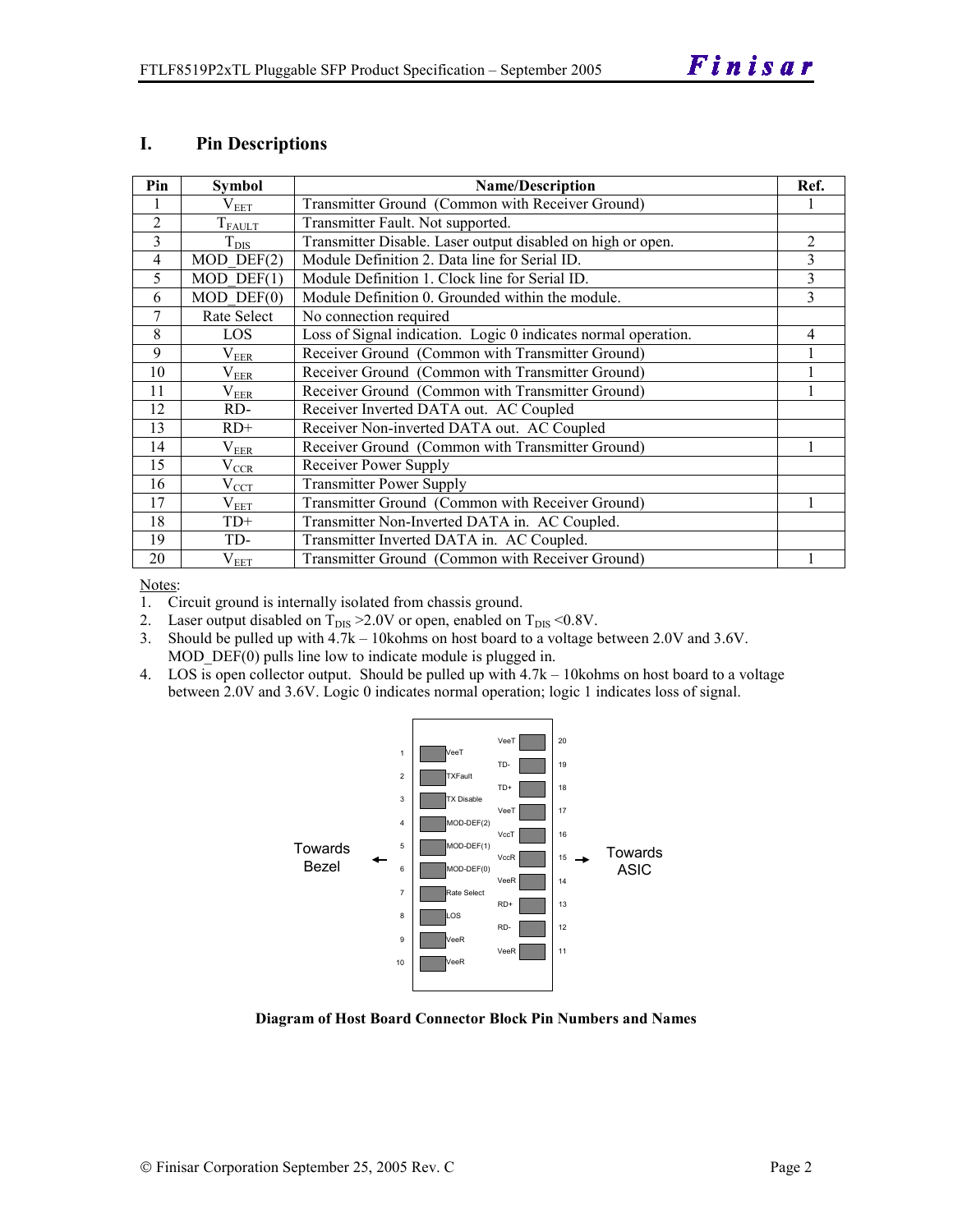## I. Pin Descriptions

| Pin | Symbol | Name/Description | Ref. |
|---|---|---|---|
| 1 | $V_{EET}$ | Transmitter Ground (Common with Receiver Ground) | 1 |
| 2 | $T_{FAULT}$ | Transmitter Fault. Not supported. | |
| 3 | $T_{DIS}$ | Transmitter Disable. Laser output disabled on high or open. | 2 |
| 4 | MOD_DEF(2) | Module Definition 2. Data line for Serial ID. | 3 |
| 5 | MOD_DEF(1) | Module Definition 1. Clock line for Serial ID. | 3 |
| 6 | MOD_DEF(0) | Module Definition 0. Grounded within the module. | 3 |
| 7 | Rate Select | No connection required | |
| 8 | LOS | Loss of Signal indication. Logic 0 indicates normal operation. | 4 |
| 9 | $V_{EER}$ | Receiver Ground (Common with Transmitter Ground) | 1 |
| 10 | $V_{EER}$ | Receiver Ground (Common with Transmitter Ground) | 1 |
| 11 | $V_{EER}$ | Receiver Ground (Common with Transmitter Ground) | 1 |
| 12 | RD- | Receiver Inverted DATA out. AC Coupled | |
| 13 | RD+ | Receiver Non-inverted DATA out. AC Coupled | |
| 14 | $V_{EER}$ | Receiver Ground (Common with Transmitter Ground) | 1 |
| 15 | $V_{CCR}$ | Receiver Power Supply | |
| 16 | $V_{CCT}$ | Transmitter Power Supply | |
| 17 | $V_{EET}$ | Transmitter Ground (Common with Receiver Ground) | 1 |
| 18 | TD+ | Transmitter Non-Inverted DATA in. AC Coupled. | |
| 19 | TD- | Transmitter Inverted DATA in. AC Coupled. | |
| 20 | $V_{EET}$ | Transmitter Ground (Common with Receiver Ground) | 1 |

Notes:

1. Circuit ground is internally isolated from chassis ground.
2. Laser output disabled on $T_{DIS}$ >2.0V or open, enabled on $T_{DIS}$ <0.8V.
3. Should be pulled up with 4.7k – 10kohms on host board to a voltage between 2.0V and 3.6V. MOD_DEF(0) pulls line low to indicate module is plugged in.
4. LOS is open collector output. Should be pulled up with 4.7k – 10kohms on host board to a voltage between 2.0V and 3.6V. Logic 0 indicates normal operation; logic 1 indicates loss of signal.

| Pin | Name | | Name | Pin |
|---|---|---|---|---|
| 1 | VeeT | | VeeT | 20 |
| 2 | TXFault | | TD- | 19 |
| 3 | TX Disable | | TD+ | 18 |
| 4 | MOD-DEF(2) | | VeeT | 17 |
| 5 | MOD-DEF(1) | | VccT | 16 |
| 6 | MOD-DEF(0) | | VccR | 15 |
| 7 | Rate Select | | VeeR | 14 |
| 8 | LOS | | RD+ | 13 |
| 9 | VeeR | | RD- | 12 |
| 10 | VeeR | | VeeR | 11 |

Towards Bezel ← → Towards ASIC

**Diagram of Host Board Connector Block Pin Numbers and Names**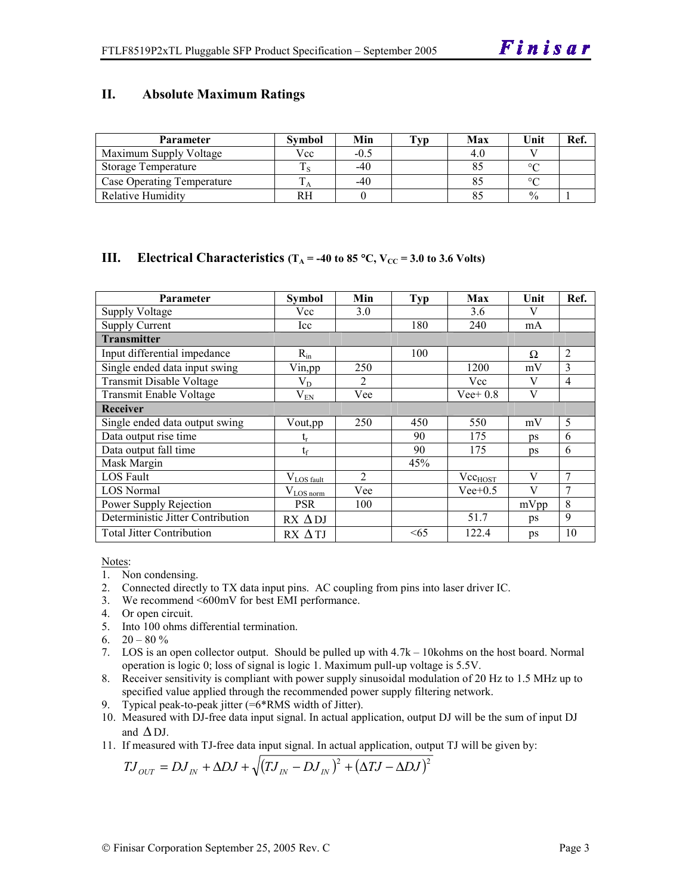## II. Absolute Maximum Ratings

| Parameter | Symbol | Min | Typ | Max | Unit | Ref. |
|---|---|---|---|---|---|---|
| Maximum Supply Voltage | Vcc | -0.5 | | 4.0 | V | |
| Storage Temperature | $T_S$ | -40 | | 85 | °C | |
| Case Operating Temperature | $T_A$ | -40 | | 85 | °C | |
| Relative Humidity | RH | 0 | | 85 | % | 1 |

## III. Electrical Characteristics ($T_A$ = -40 to 85 °C, $V_{CC}$ = 3.0 to 3.6 Volts)

| Parameter | Symbol | Min | Typ | Max | Unit | Ref. |
|---|---|---|---|---|---|---|
| Supply Voltage | Vcc | 3.0 | | 3.6 | V | |
| Supply Current | Icc | | 180 | 240 | mA | |
| **Transmitter** | | | | | | |
| Input differential impedance | $R_{in}$ | | 100 | | Ω | 2 |
| Single ended data input swing | Vin,pp | 250 | | 1200 | mV | 3 |
| Transmit Disable Voltage | $V_D$ | 2 | | Vcc | V | 4 |
| Transmit Enable Voltage | $V_{EN}$ | Vee | | Vee+ 0.8 | V | |
| **Receiver** | | | | | | |
| Single ended data output swing | Vout,pp | 250 | 450 | 550 | mV | 5 |
| Data output rise time | $t_r$ | | 90 | 175 | ps | 6 |
| Data output fall time | $t_f$ | | 90 | 175 | ps | 6 |
| Mask Margin | | | 45% | | | |
| LOS Fault | $V_{LOS\ fault}$ | 2 | | $Vcc_{HOST}$ | V | 7 |
| LOS Normal | $V_{LOS\ norm}$ | Vee | | Vee+0.5 | V | 7 |
| Power Supply Rejection | PSR | 100 | | | mVpp | 8 |
| Deterministic Jitter Contribution | RX ΔDJ | | | 51.7 | ps | 9 |
| Total Jitter Contribution | RX ΔTJ | | <65 | 122.4 | ps | 10 |

Notes:

1. Non condensing.
2. Connected directly to TX data input pins. AC coupling from pins into laser driver IC.
3. We recommend <600mV for best EMI performance.
4. Or open circuit.
5. Into 100 ohms differential termination.
6. 20 – 80 %
7. LOS is an open collector output. Should be pulled up with 4.7k – 10kohms on the host board. Normal operation is logic 0; loss of signal is logic 1. Maximum pull-up voltage is 5.5V.
8. Receiver sensitivity is compliant with power supply sinusoidal modulation of 20 Hz to 1.5 MHz up to specified value applied through the recommended power supply filtering network.
9. Typical peak-to-peak jitter (=6*RMS width of Jitter).
10. Measured with DJ-free data input signal. In actual application, output DJ will be the sum of input DJ and ΔDJ.
11. If measured with TJ-free data input signal. In actual application, output TJ will be given by:

$$TJ_{OUT} = DJ_{IN} + \Delta DJ + \sqrt{(TJ_{IN} - DJ_{IN})^2 + (\Delta TJ - \Delta DJ)^2}$$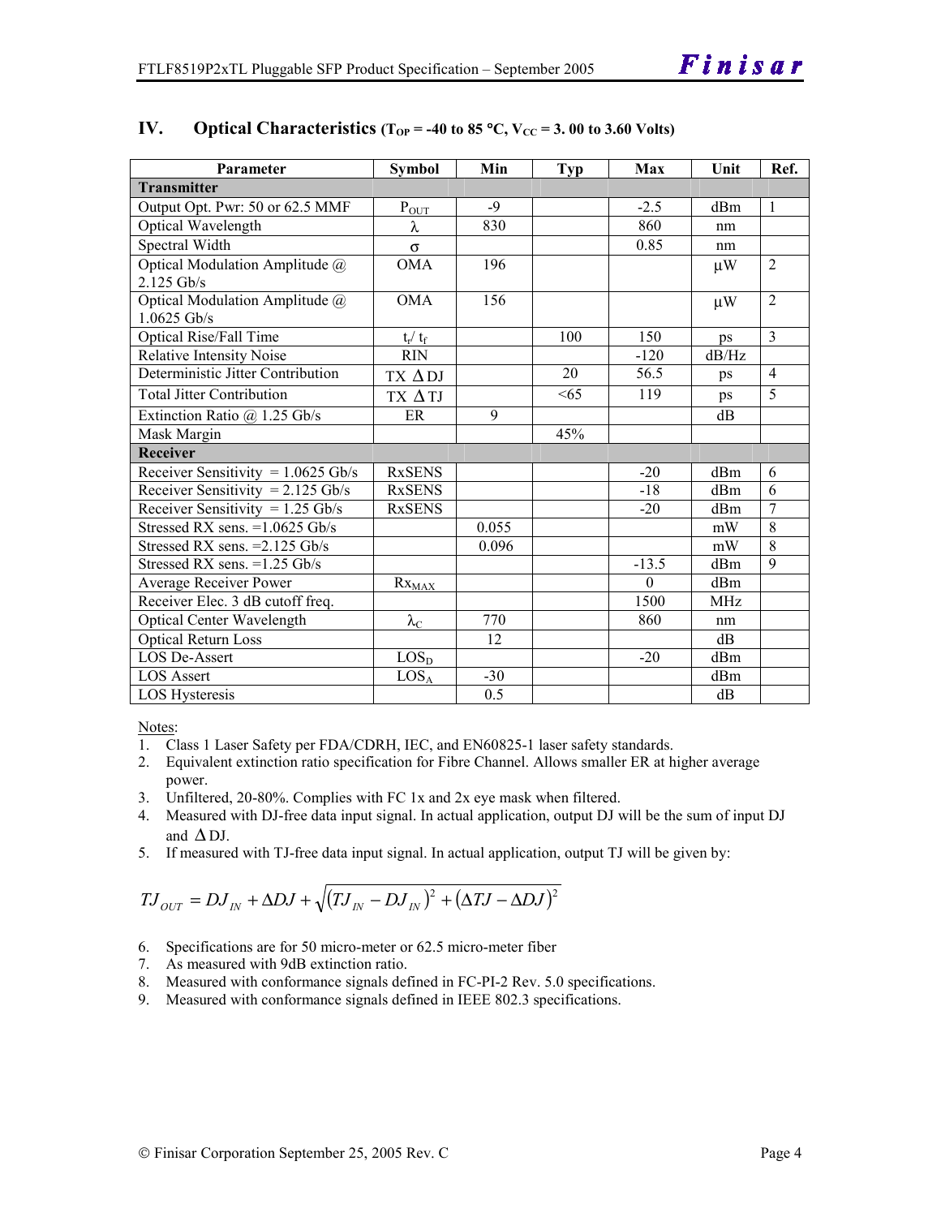## IV. Optical Characteristics ($T_{OP}$ = -40 to 85 °C, $V_{CC}$ = 3. 00 to 3.60 Volts)

| Parameter | Symbol | Min | Typ | Max | Unit | Ref. |
|---|---|---|---|---|---|---|
| **Transmitter** | | | | | | |
| Output Opt. Pwr: 50 or 62.5 MMF | $P_{OUT}$ | -9 | | -2.5 | dBm | 1 |
| Optical Wavelength | $\lambda$ | 830 | | 860 | nm | |
| Spectral Width | $\sigma$ | | | 0.85 | nm | |
| Optical Modulation Amplitude @ 2.125 Gb/s | OMA | 196 | | | $\mu$W | 2 |
| Optical Modulation Amplitude @ 1.0625 Gb/s | OMA | 156 | | | $\mu$W | 2 |
| Optical Rise/Fall Time | $t_r$/ $t_f$ | | 100 | 150 | ps | 3 |
| Relative Intensity Noise | RIN | | | -120 | dB/Hz | |
| Deterministic Jitter Contribution | TX $\Delta$DJ | | 20 | 56.5 | ps | 4 |
| Total Jitter Contribution | TX $\Delta$TJ | | <65 | 119 | ps | 5 |
| Extinction Ratio @ 1.25 Gb/s | ER | 9 | | | dB | |
| Mask Margin | | | 45% | | | |
| **Receiver** | | | | | | |
| Receiver Sensitivity = 1.0625 Gb/s | RxSENS | | | -20 | dBm | 6 |
| Receiver Sensitivity = 2.125 Gb/s | RxSENS | | | -18 | dBm | 6 |
| Receiver Sensitivity = 1.25 Gb/s | RxSENS | | | -20 | dBm | 7 |
| Stressed RX sens. =1.0625 Gb/s | | 0.055 | | | mW | 8 |
| Stressed RX sens. =2.125 Gb/s | | 0.096 | | | mW | 8 |
| Stressed RX sens. =1.25 Gb/s | | | | -13.5 | dBm | 9 |
| Average Receiver Power | $Rx_{MAX}$ | | | 0 | dBm | |
| Receiver Elec. 3 dB cutoff freq. | | | | 1500 | MHz | |
| Optical Center Wavelength | $\lambda_C$ | 770 | | 860 | nm | |
| Optical Return Loss | | 12 | | | dB | |
| LOS De-Assert | $LOS_D$ | | | -20 | dBm | |
| LOS Assert | $LOS_A$ | -30 | | | dBm | |
| LOS Hysteresis | | 0.5 | | | dB | |

Notes:
1. Class 1 Laser Safety per FDA/CDRH, IEC, and EN60825-1 laser safety standards.
2. Equivalent extinction ratio specification for Fibre Channel. Allows smaller ER at higher average power.
3. Unfiltered, 20-80%. Complies with FC 1x and 2x eye mask when filtered.
4. Measured with DJ-free data input signal. In actual application, output DJ will be the sum of input DJ and $\Delta$DJ.
5. If measured with TJ-free data input signal. In actual application, output TJ will be given by:

$$TJ_{OUT} = DJ_{IN} + \Delta DJ + \sqrt{(TJ_{IN} - DJ_{IN})^2 + (\Delta TJ - \Delta DJ)^2}$$

6. Specifications are for 50 micro-meter or 62.5 micro-meter fiber
7. As measured with 9dB extinction ratio.
8. Measured with conformance signals defined in FC-PI-2 Rev. 5.0 specifications.
9. Measured with conformance signals defined in IEEE 802.3 specifications.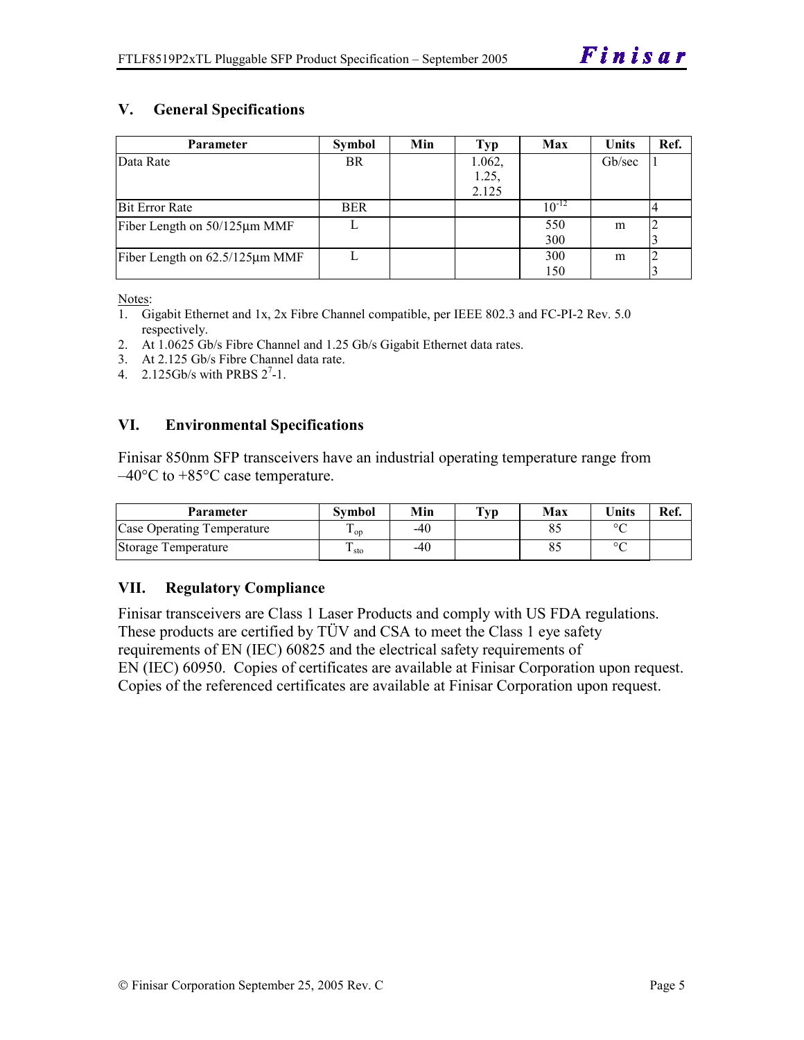## V. General Specifications

| Parameter | Symbol | Min | Typ | Max | Units | Ref. |
|---|---|---|---|---|---|---|
| Data Rate | BR | | 1.062, 1.25, 2.125 | | Gb/sec | 1 |
| Bit Error Rate | BER | | | $10^{-12}$ | | 4 |
| Fiber Length on 50/125µm MMF | L | | | 550<br>300 | m | 2<br>3 |
| Fiber Length on 62.5/125µm MMF | L | | | 300<br>150 | m | 2<br>3 |

Notes:

1. Gigabit Ethernet and 1x, 2x Fibre Channel compatible, per IEEE 802.3 and FC-PI-2 Rev. 5.0 respectively.
2. At 1.0625 Gb/s Fibre Channel and 1.25 Gb/s Gigabit Ethernet data rates.
3. At 2.125 Gb/s Fibre Channel data rate.
4. 2.125Gb/s with PRBS $2^7$-1.

## VI. Environmental Specifications

Finisar 850nm SFP transceivers have an industrial operating temperature range from –40°C to +85°C case temperature.

| Parameter | Symbol | Min | Typ | Max | Units | Ref. |
|---|---|---|---|---|---|---|
| Case Operating Temperature | $T_{op}$ | -40 | | 85 | °C | |
| Storage Temperature | $T_{sto}$ | -40 | | 85 | °C | |

## VII. Regulatory Compliance

Finisar transceivers are Class 1 Laser Products and comply with US FDA regulations. These products are certified by TÜV and CSA to meet the Class 1 eye safety requirements of EN (IEC) 60825 and the electrical safety requirements of EN (IEC) 60950. Copies of certificates are available at Finisar Corporation upon request. Copies of the referenced certificates are available at Finisar Corporation upon request.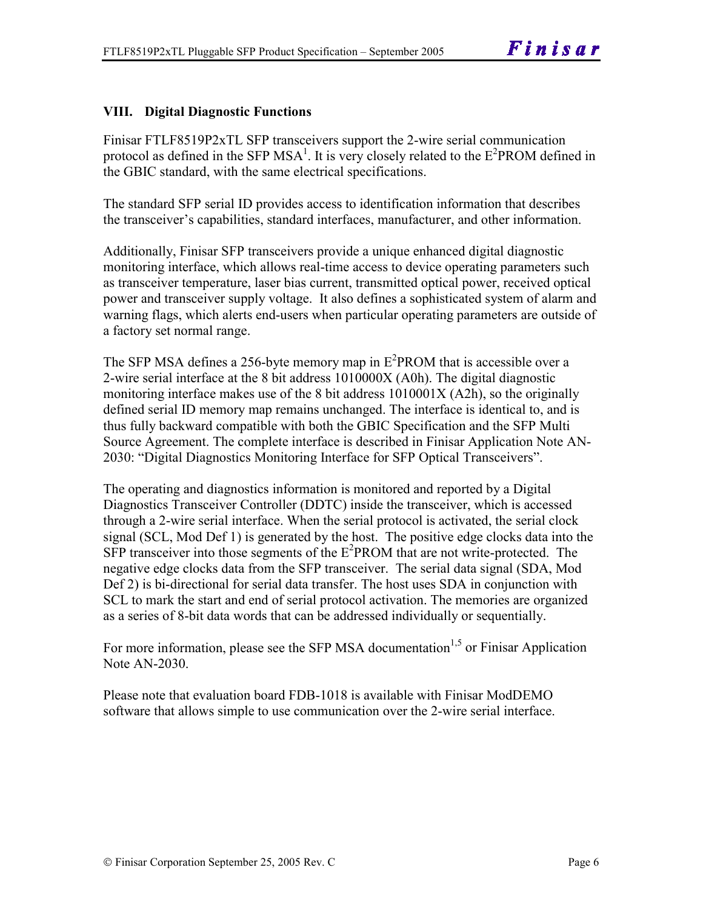## VIII. Digital Diagnostic Functions

Finisar FTLF8519P2xTL SFP transceivers support the 2-wire serial communication protocol as defined in the SFP MSA[1]. It is very closely related to the $E^2$PROM defined in the GBIC standard, with the same electrical specifications.

The standard SFP serial ID provides access to identification information that describes the transceiver's capabilities, standard interfaces, manufacturer, and other information.

Additionally, Finisar SFP transceivers provide a unique enhanced digital diagnostic monitoring interface, which allows real-time access to device operating parameters such as transceiver temperature, laser bias current, transmitted optical power, received optical power and transceiver supply voltage. It also defines a sophisticated system of alarm and warning flags, which alerts end-users when particular operating parameters are outside of a factory set normal range.

The SFP MSA defines a 256-byte memory map in $E^2$PROM that is accessible over a 2-wire serial interface at the 8 bit address 1010000X (A0h). The digital diagnostic monitoring interface makes use of the 8 bit address 1010001X (A2h), so the originally defined serial ID memory map remains unchanged. The interface is identical to, and is thus fully backward compatible with both the GBIC Specification and the SFP Multi Source Agreement. The complete interface is described in Finisar Application Note AN-2030: "Digital Diagnostics Monitoring Interface for SFP Optical Transceivers".

The operating and diagnostics information is monitored and reported by a Digital Diagnostics Transceiver Controller (DDTC) inside the transceiver, which is accessed through a 2-wire serial interface. When the serial protocol is activated, the serial clock signal (SCL, Mod Def 1) is generated by the host. The positive edge clocks data into the SFP transceiver into those segments of the $E^2$PROM that are not write-protected. The negative edge clocks data from the SFP transceiver. The serial data signal (SDA, Mod Def 2) is bi-directional for serial data transfer. The host uses SDA in conjunction with SCL to mark the start and end of serial protocol activation. The memories are organized as a series of 8-bit data words that can be addressed individually or sequentially.

For more information, please see the SFP MSA documentation[1,5] or Finisar Application Note AN-2030.

Please note that evaluation board FDB-1018 is available with Finisar ModDEMO software that allows simple to use communication over the 2-wire serial interface.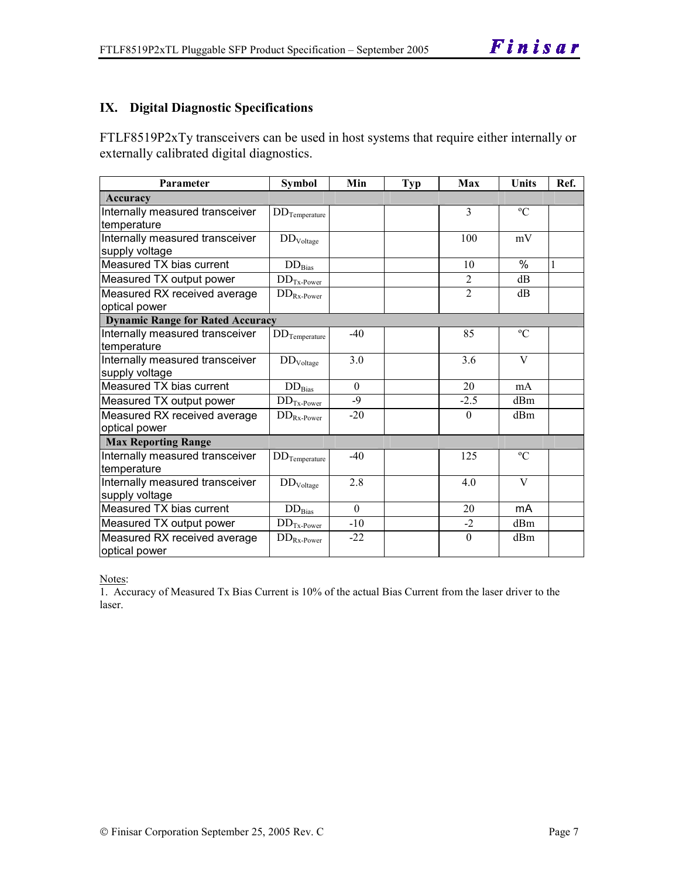## IX. Digital Diagnostic Specifications

FTLF8519P2xTy transceivers can be used in host systems that require either internally or externally calibrated digital diagnostics.

| Parameter | Symbol | Min | Typ | Max | Units | Ref. |
|---|---|---|---|---|---|---|
| **Accuracy** | | | | | | |
| Internally measured transceiver temperature | $DD_{Temperature}$ | | | 3 | ºC | |
| Internally measured transceiver supply voltage | $DD_{Voltage}$ | | | 100 | mV | |
| Measured TX bias current | $DD_{Bias}$ | | | 10 | % | 1 |
| Measured TX output power | $DD_{Tx-Power}$ | | | 2 | dB | |
| Measured RX received average optical power | $DD_{Rx-Power}$ | | | 2 | dB | |
| **Dynamic Range for Rated Accuracy** | | | | | | |
| Internally measured transceiver temperature | $DD_{Temperature}$ | -40 | | 85 | ºC | |
| Internally measured transceiver supply voltage | $DD_{Voltage}$ | 3.0 | | 3.6 | V | |
| Measured TX bias current | $DD_{Bias}$ | 0 | | 20 | mA | |
| Measured TX output power | $DD_{Tx-Power}$ | -9 | | -2.5 | dBm | |
| Measured RX received average optical power | $DD_{Rx-Power}$ | -20 | | 0 | dBm | |
| **Max Reporting Range** | | | | | | |
| Internally measured transceiver temperature | $DD_{Temperature}$ | -40 | | 125 | ºC | |
| Internally measured transceiver supply voltage | $DD_{Voltage}$ | 2.8 | | 4.0 | V | |
| Measured TX bias current | $DD_{Bias}$ | 0 | | 20 | mA | |
| Measured TX output power | $DD_{Tx-Power}$ | -10 | | -2 | dBm | |
| Measured RX received average optical power | $DD_{Rx-Power}$ | -22 | | 0 | dBm | |

Notes:

1. Accuracy of Measured Tx Bias Current is 10% of the actual Bias Current from the laser driver to the laser.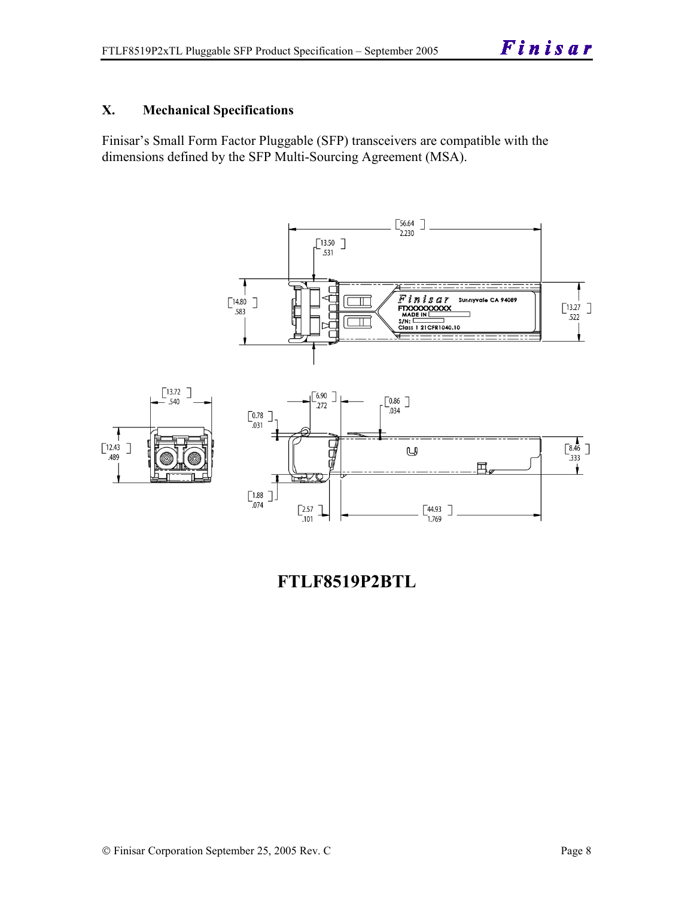## X. Mechanical Specifications

Finisar's Small Form Factor Pluggable (SFP) transceivers are compatible with the dimensions defined by the SFP Multi-Sourcing Agreement (MSA).

**FTLF8519P2BTL**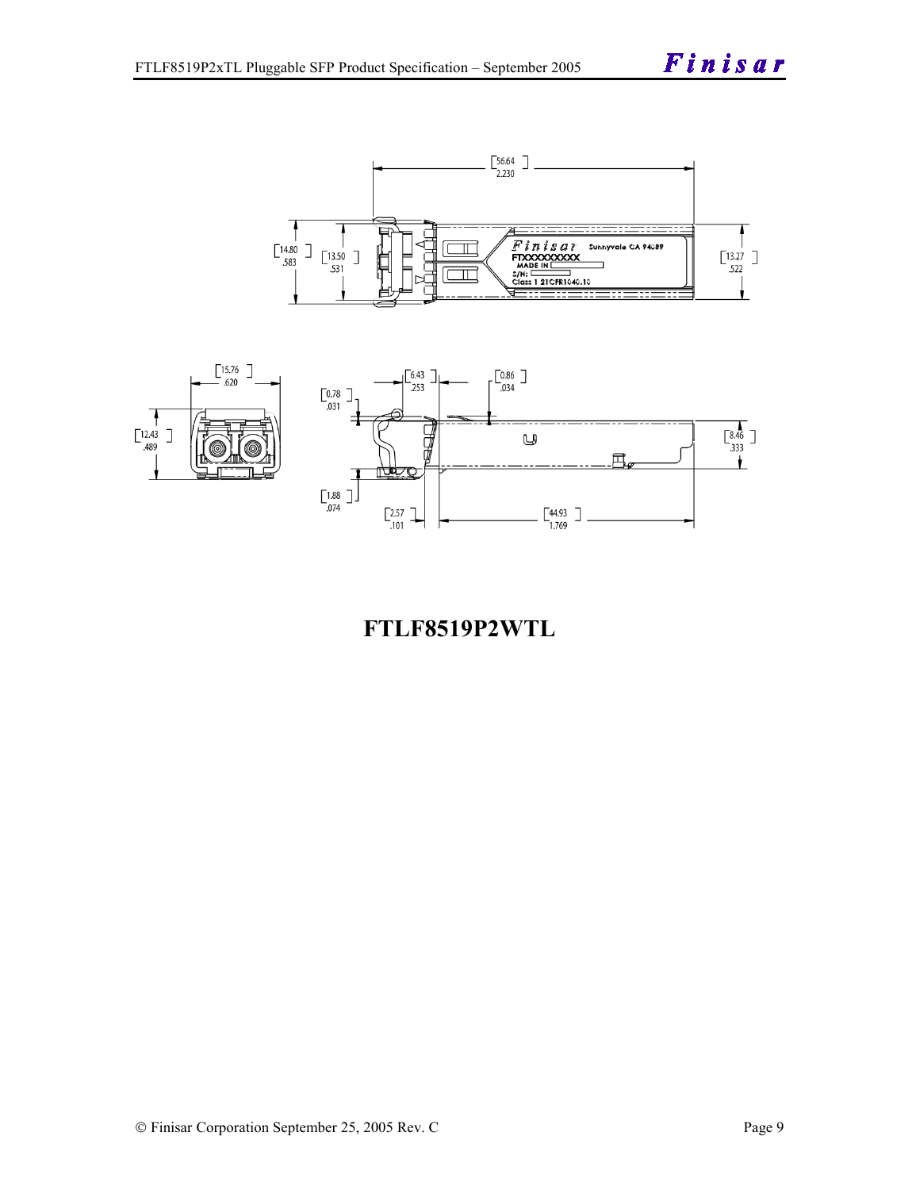**FTLF8519P2WTL**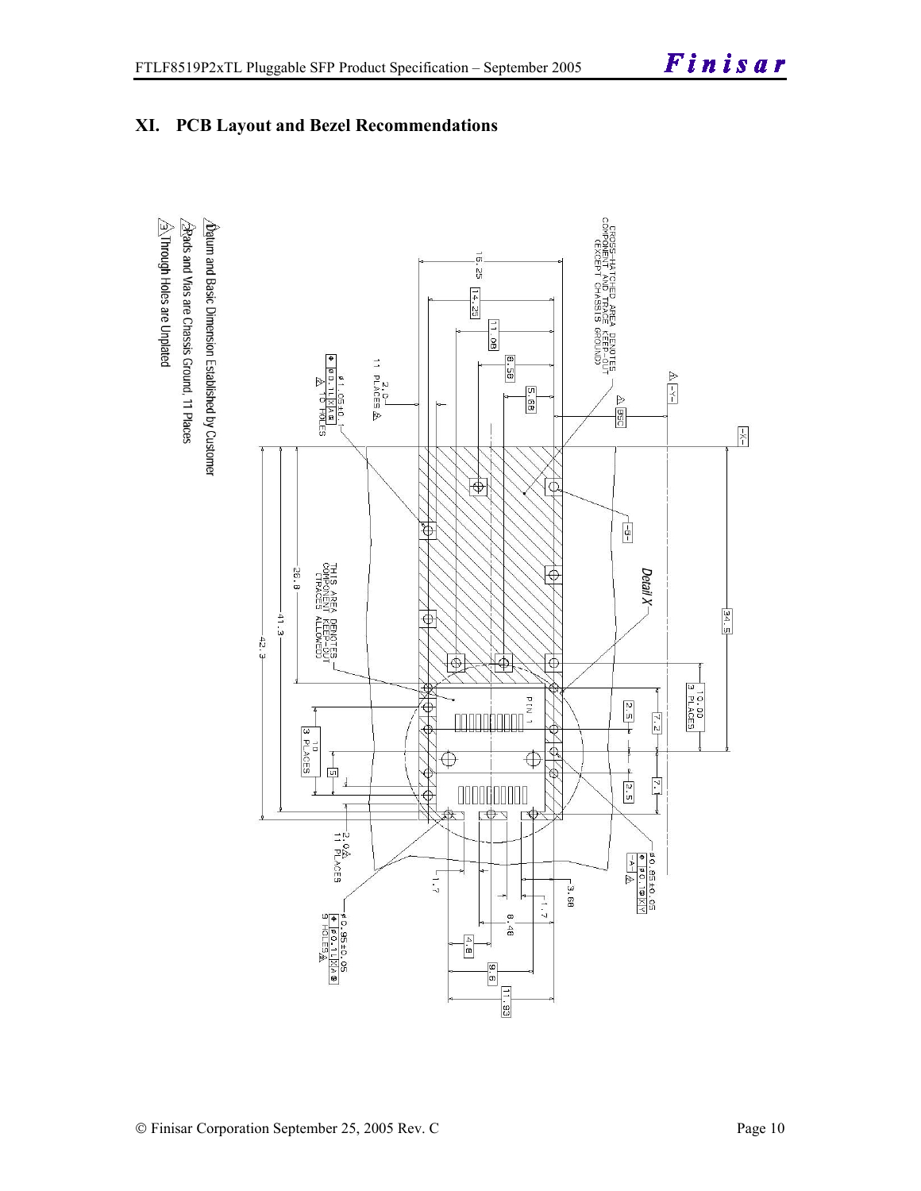# XI. PCB Layout and Bezel Recommendations

1. Datum and Basic Dimension Established by Customer
2. Pads and Vias are Chassis Ground, 11 Places
3. Through Holes are Unplated

CROSS-HATCHED AREA DENOTES COMPONENT AND TRACE KEEP-OUT (EXCEPT CHASSIS GROUND)

THIS AREA DENOTES COMPONENT KEEP-OUT (TRACES ALLOWED)

Detail X

PIN 1

16.25, 14.25, 11.08, 8.58, 5.68, 34.5, 26.8, 41.3, 42.3, 10.00 3 PLACES, 10 3 PLACES, 7.2, 7.1, 2.5, 2.5, 5, 3.68, 1.7, 1.7, 8.48, 4.8, 9.6, 11.93, 8.58 BSC

2.0 11 PLACES

ϕ 1.05±0.1 ϕ 0.1 L X A S, 10 HOLES

ϕ 0.85±0.05 ϕ 0.1 M X Y

ϕ 0.85±0.05 ϕ 0.1 L X A S, 9 HOLES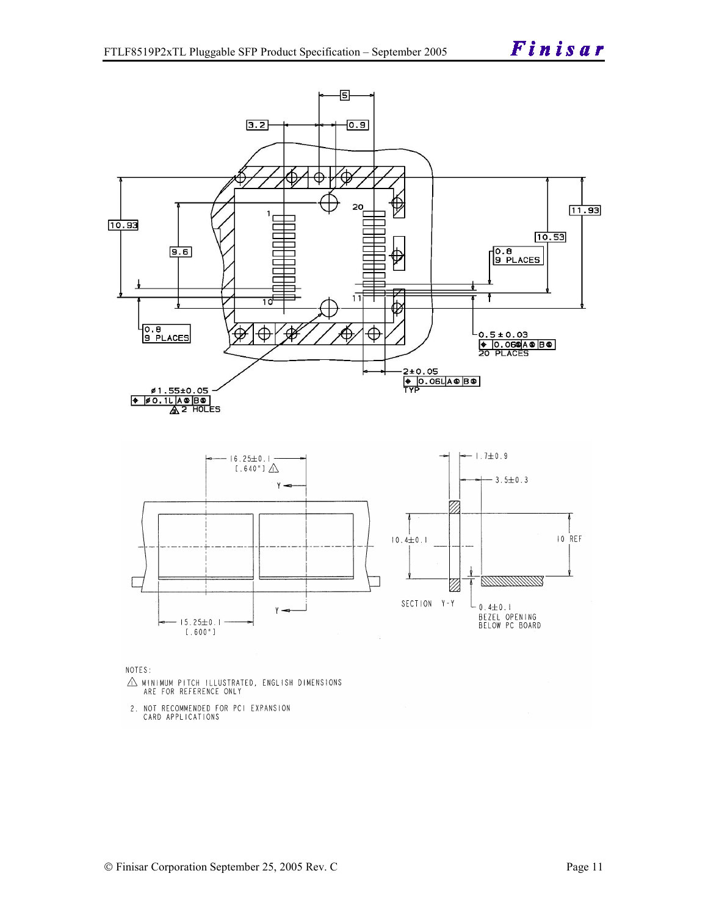3.2   5   0.9

20
1
10   11

10.93   9.6   11.93   10.53

0.8
9 PLACES

0.8
9 PLACES

0.5 ± 0.03
⌖ 0.06Ⓜ A Ⓢ B Ⓢ
20 PLACES

2±0.05
⌖ 0.06L A Ⓢ B Ⓢ
TYP

ø1.55±0.05
⌖ ø0.1L A Ⓢ B Ⓢ
2 HOLES

16.25±0.1
[.640"]

15.25±0.1
[.600"]

Y   Y

1.7±0.9
3.5±0.3
10.4±0.1
10 REF
SECTION Y-Y
0.4±0.1
BEZEL OPENING
BELOW PC BOARD

NOTES:

1. MINIMUM PITCH ILLUSTRATED, ENGLISH DIMENSIONS ARE FOR REFERENCE ONLY
2. NOT RECOMMENDED FOR PCI EXPANSION CARD APPLICATIONS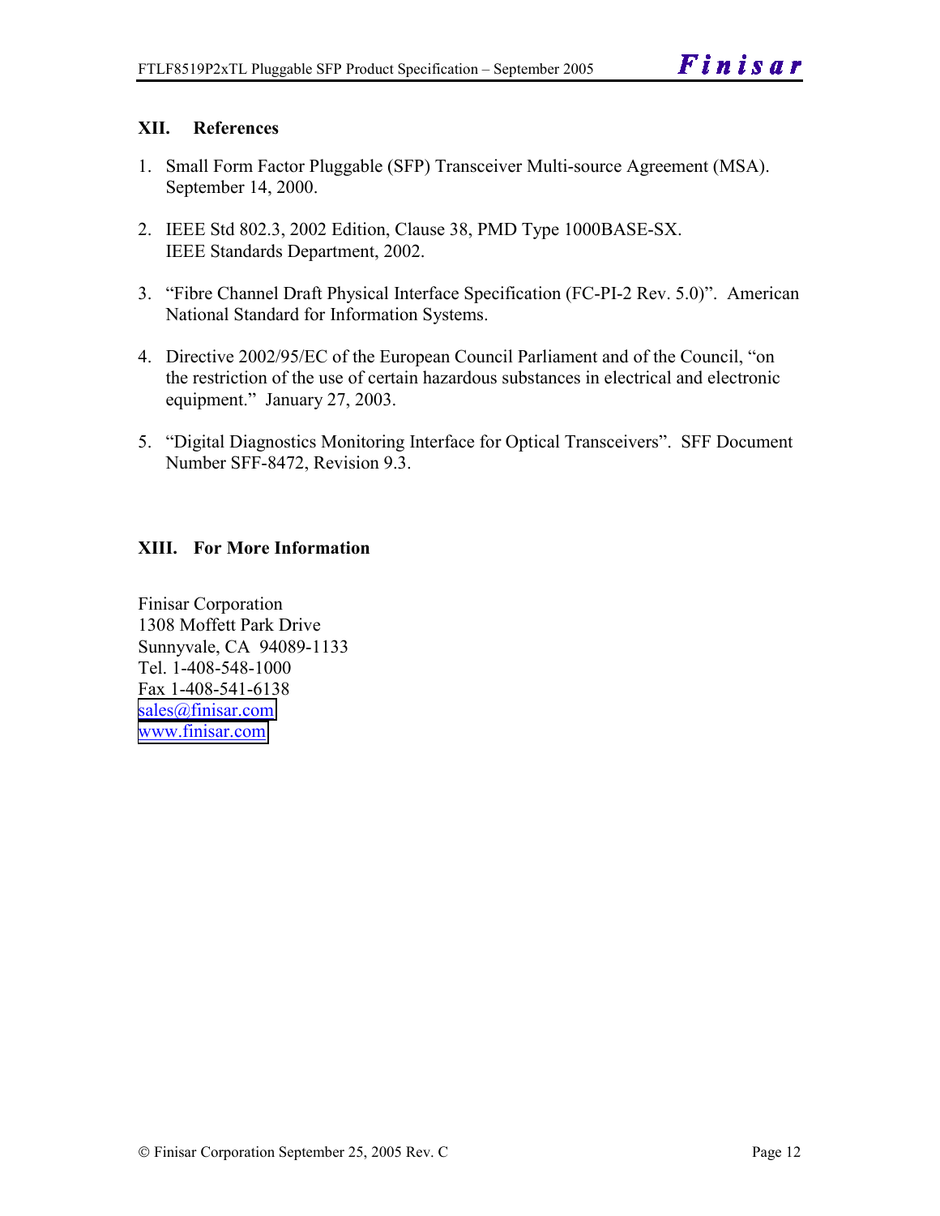## XII. References

1. Small Form Factor Pluggable (SFP) Transceiver Multi-source Agreement (MSA). September 14, 2000.

2. IEEE Std 802.3, 2002 Edition, Clause 38, PMD Type 1000BASE-SX. IEEE Standards Department, 2002.

3. “Fibre Channel Draft Physical Interface Specification (FC-PI-2 Rev. 5.0)”. American National Standard for Information Systems.

4. Directive 2002/95/EC of the European Council Parliament and of the Council, “on the restriction of the use of certain hazardous substances in electrical and electronic equipment.” January 27, 2003.

5. “Digital Diagnostics Monitoring Interface for Optical Transceivers”. SFF Document Number SFF-8472, Revision 9.3.

## XIII. For More Information

Finisar Corporation
1308 Moffett Park Drive
Sunnyvale, CA 94089-1133
Tel. 1-408-548-1000
Fax 1-408-541-6138
sales@finisar.com
www.finisar.com